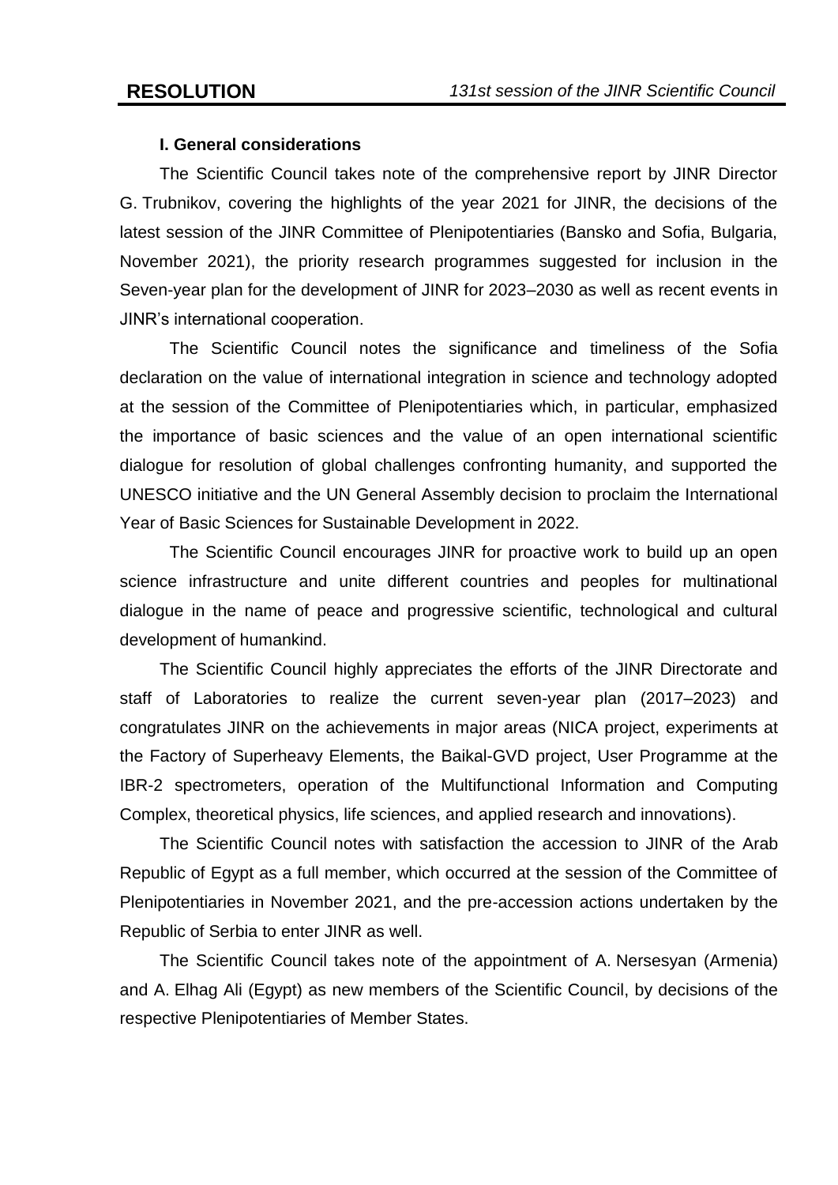# RESOLUTION

*131st session of the JINR Scientific Council*

## I. General considerations

The Scientific Council takes note of the comprehensive report by JINR Director G. Trubnikov, covering the highlights of the year 2021 for JINR, the decisions of the latest session of the JINR Committee of Plenipotentiaries (Bansko and Sofia, Bulgaria, November 2021), the priority research programmes suggested for inclusion in the Seven-year plan for the development of JINR for 2023–2030 as well as recent events in JINR's international cooperation.

The Scientific Council notes the significance and timeliness of the Sofia declaration on the value of international integration in science and technology adopted at the session of the Committee of Plenipotentiaries which, in particular, emphasized the importance of basic sciences and the value of an open international scientific dialogue for resolution of global challenges confronting humanity, and supported the UNESCO initiative and the UN General Assembly decision to proclaim the International Year of Basic Sciences for Sustainable Development in 2022.

The Scientific Council encourages JINR for proactive work to build up an open science infrastructure and unite different countries and peoples for multinational dialogue in the name of peace and progressive scientific, technological and cultural development of humankind.

The Scientific Council highly appreciates the efforts of the JINR Directorate and staff of Laboratories to realize the current seven-year plan (2017–2023) and congratulates JINR on the achievements in major areas (NICA project, experiments at the Factory of Superheavy Elements, the Baikal-GVD project, User Programme at the IBR-2 spectrometers, operation of the Multifunctional Information and Computing Complex, theoretical physics, life sciences, and applied research and innovations).

The Scientific Council notes with satisfaction the accession to JINR of the Arab Republic of Egypt as a full member, which occurred at the session of the Committee of Plenipotentiaries in November 2021, and the pre-accession actions undertaken by the Republic of Serbia to enter JINR as well.

The Scientific Council takes note of the appointment of A. Nersesyan (Armenia) and A. Elhag Ali (Egypt) as new members of the Scientific Council, by decisions of the respective Plenipotentiaries of Member States.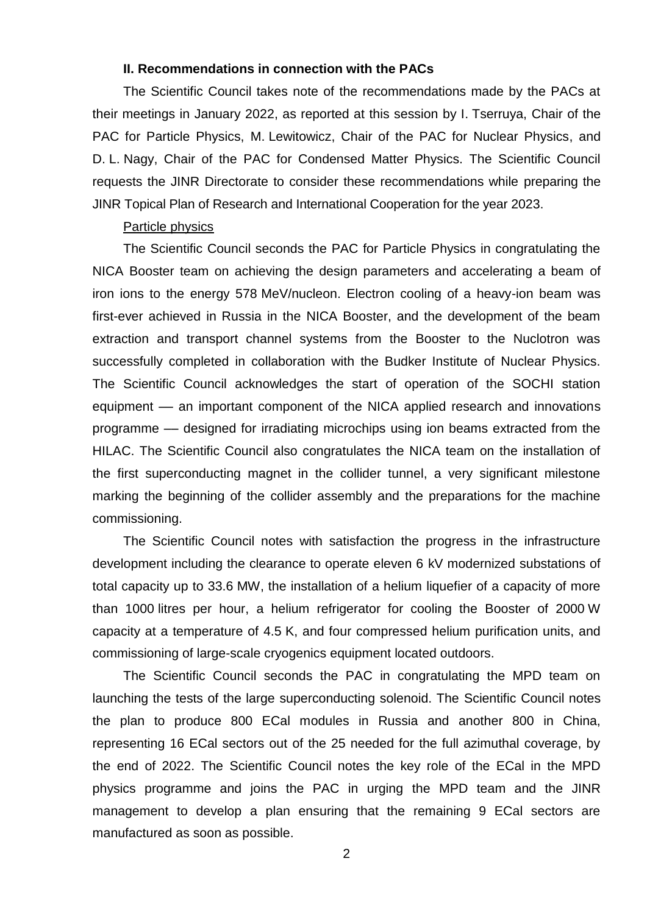## II. Recommendations in connection with the PACs

The Scientific Council takes note of the recommendations made by the PACs at their meetings in January 2022, as reported at this session by I. Tserruya, Chair of the PAC for Particle Physics, M. Lewitowicz, Chair of the PAC for Nuclear Physics, and D. L. Nagy, Chair of the PAC for Condensed Matter Physics. The Scientific Council requests the JINR Directorate to consider these recommendations while preparing the JINR Topical Plan of Research and International Cooperation for the year 2023.

Particle physics

The Scientific Council seconds the PAC for Particle Physics in congratulating the NICA Booster team on achieving the design parameters and accelerating a beam of iron ions to the energy 578 MeV/nucleon. Electron cooling of a heavy-ion beam was first-ever achieved in Russia in the NICA Booster, and the development of the beam extraction and transport channel systems from the Booster to the Nuclotron was successfully completed in collaboration with the Budker Institute of Nuclear Physics. The Scientific Council acknowledges the start of operation of the SOCHI station equipment — an important component of the NICA applied research and innovations programme — designed for irradiating microchips using ion beams extracted from the HILAC. The Scientific Council also congratulates the NICA team on the installation of the first superconducting magnet in the collider tunnel, a very significant milestone marking the beginning of the collider assembly and the preparations for the machine commissioning.

The Scientific Council notes with satisfaction the progress in the infrastructure development including the clearance to operate eleven 6 kV modernized substations of total capacity up to 33.6 MW, the installation of a helium liquefier of a capacity of more than 1000 litres per hour, a helium refrigerator for cooling the Booster of 2000 W capacity at a temperature of 4.5 K, and four compressed helium purification units, and commissioning of large-scale cryogenics equipment located outdoors.

The Scientific Council seconds the PAC in congratulating the MPD team on launching the tests of the large superconducting solenoid. The Scientific Council notes the plan to produce 800 ECal modules in Russia and another 800 in China, representing 16 ECal sectors out of the 25 needed for the full azimuthal coverage, by the end of 2022. The Scientific Council notes the key role of the ECal in the MPD physics programme and joins the PAC in urging the MPD team and the JINR management to develop a plan ensuring that the remaining 9 ECal sectors are manufactured as soon as possible.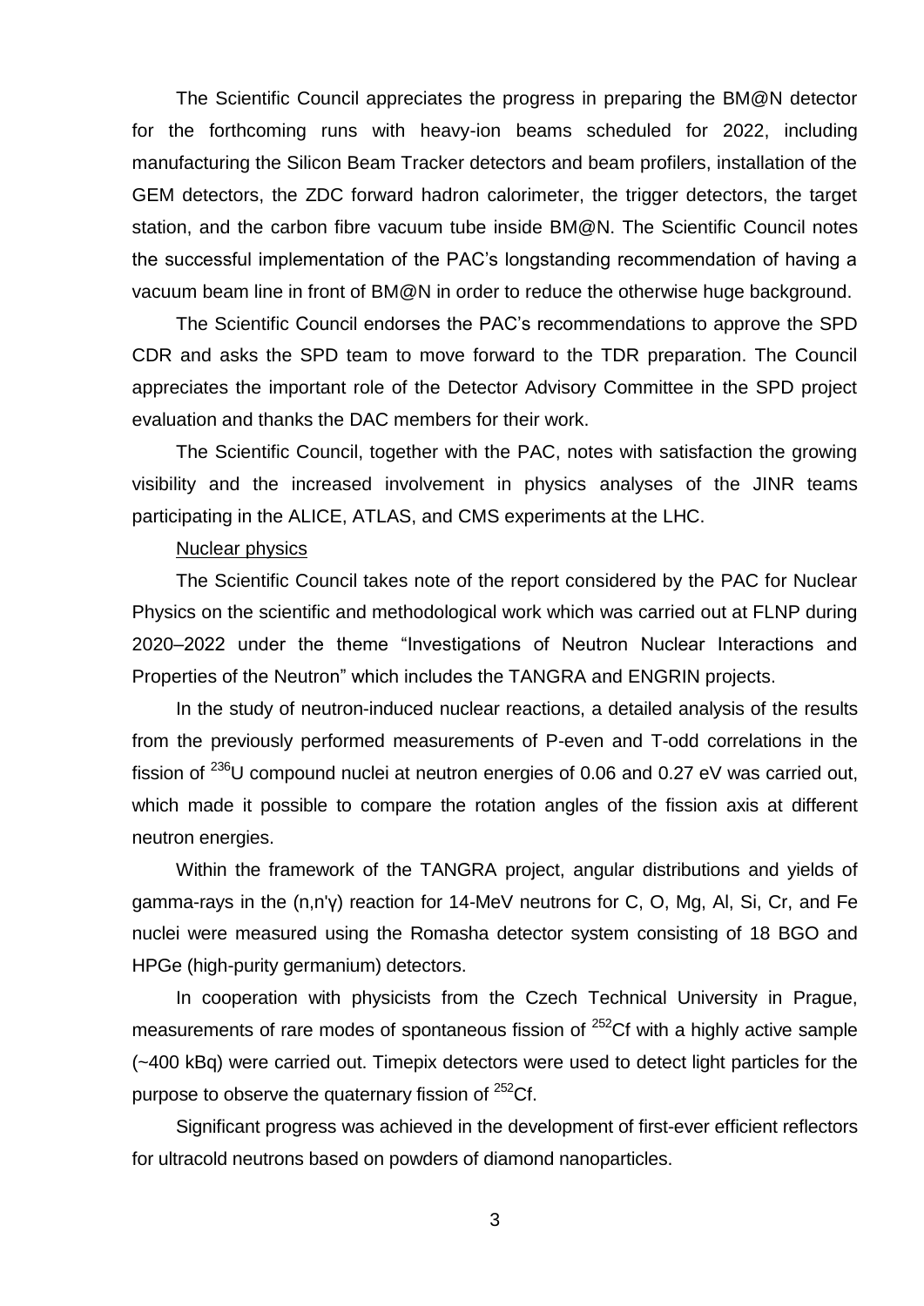The Scientific Council appreciates the progress in preparing the BM@N detector for the forthcoming runs with heavy-ion beams scheduled for 2022, including manufacturing the Silicon Beam Tracker detectors and beam profilers, installation of the GEM detectors, the ZDC forward hadron calorimeter, the trigger detectors, the target station, and the carbon fibre vacuum tube inside BM@N. The Scientific Council notes the successful implementation of the PAC's longstanding recommendation of having a vacuum beam line in front of BM@N in order to reduce the otherwise huge background.

The Scientific Council endorses the PAC's recommendations to approve the SPD CDR and asks the SPD team to move forward to the TDR preparation. The Council appreciates the important role of the Detector Advisory Committee in the SPD project evaluation and thanks the DAC members for their work.

The Scientific Council, together with the PAC, notes with satisfaction the growing visibility and the increased involvement in physics analyses of the JINR teams participating in the ALICE, ATLAS, and CMS experiments at the LHC.

Nuclear physics

The Scientific Council takes note of the report considered by the PAC for Nuclear Physics on the scientific and methodological work which was carried out at FLNP during 2020–2022 under the theme "Investigations of Neutron Nuclear Interactions and Properties of the Neutron" which includes the TANGRA and ENGRIN projects.

In the study of neutron-induced nuclear reactions, a detailed analysis of the results from the previously performed measurements of P-even and T-odd correlations in the fission of $^{236}$U compound nuclei at neutron energies of 0.06 and 0.27 eV was carried out, which made it possible to compare the rotation angles of the fission axis at different neutron energies.

Within the framework of the TANGRA project, angular distributions and yields of gamma-rays in the (n,n'γ) reaction for 14-MeV neutrons for C, O, Mg, Al, Si, Cr, and Fe nuclei were measured using the Romasha detector system consisting of 18 BGO and HPGe (high-purity germanium) detectors.

In cooperation with physicists from the Czech Technical University in Prague, measurements of rare modes of spontaneous fission of $^{252}$Cf with a highly active sample (~400 kBq) were carried out. Timepix detectors were used to detect light particles for the purpose to observe the quaternary fission of $^{252}$Cf.

Significant progress was achieved in the development of first-ever efficient reflectors for ultracold neutrons based on powders of diamond nanoparticles.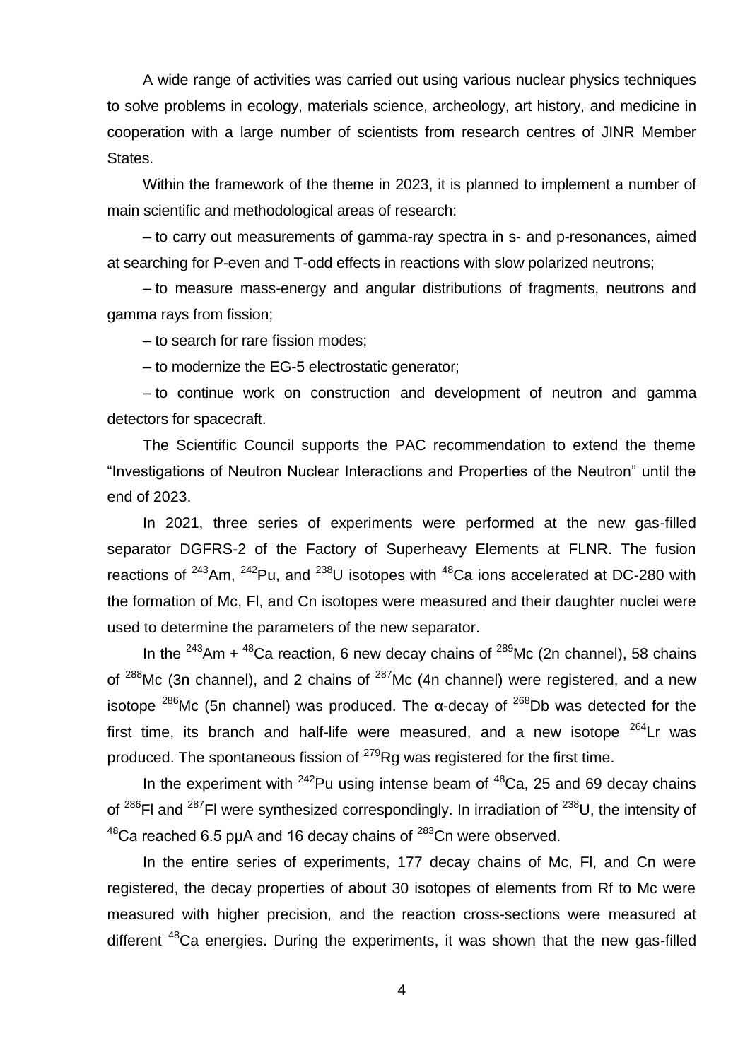A wide range of activities was carried out using various nuclear physics techniques to solve problems in ecology, materials science, archeology, art history, and medicine in cooperation with a large number of scientists from research centres of JINR Member States.

Within the framework of the theme in 2023, it is planned to implement a number of main scientific and methodological areas of research:

– to carry out measurements of gamma-ray spectra in s- and p-resonances, aimed at searching for P-even and T-odd effects in reactions with slow polarized neutrons;

– to measure mass-energy and angular distributions of fragments, neutrons and gamma rays from fission;

– to search for rare fission modes;

– to modernize the EG-5 electrostatic generator;

– to continue work on construction and development of neutron and gamma detectors for spacecraft.

The Scientific Council supports the PAC recommendation to extend the theme "Investigations of Neutron Nuclear Interactions and Properties of the Neutron" until the end of 2023.

In 2021, three series of experiments were performed at the new gas-filled separator DGFRS-2 of the Factory of Superheavy Elements at FLNR. The fusion reactions of $^{243}$Am, $^{242}$Pu, and $^{238}$U isotopes with $^{48}$Ca ions accelerated at DC-280 with the formation of Mc, Fl, and Cn isotopes were measured and their daughter nuclei were used to determine the parameters of the new separator.

In the $^{243}$Am + $^{48}$Ca reaction, 6 new decay chains of $^{289}$Mc (2n channel), 58 chains of $^{288}$Mc (3n channel), and 2 chains of $^{287}$Mc (4n channel) were registered, and a new isotope $^{286}$Mc (5n channel) was produced. The α-decay of $^{268}$Db was detected for the first time, its branch and half-life were measured, and a new isotope $^{264}$Lr was produced. The spontaneous fission of $^{279}$Rg was registered for the first time.

In the experiment with $^{242}$Pu using intense beam of $^{48}$Ca, 25 and 69 decay chains of $^{286}$Fl and $^{287}$Fl were synthesized correspondingly. In irradiation of $^{238}$U, the intensity of $^{48}$Ca reached 6.5 pμA and 16 decay chains of $^{283}$Cn were observed.

In the entire series of experiments, 177 decay chains of Mc, Fl, and Cn were registered, the decay properties of about 30 isotopes of elements from Rf to Mc were measured with higher precision, and the reaction cross-sections were measured at different $^{48}$Ca energies. During the experiments, it was shown that the new gas-filled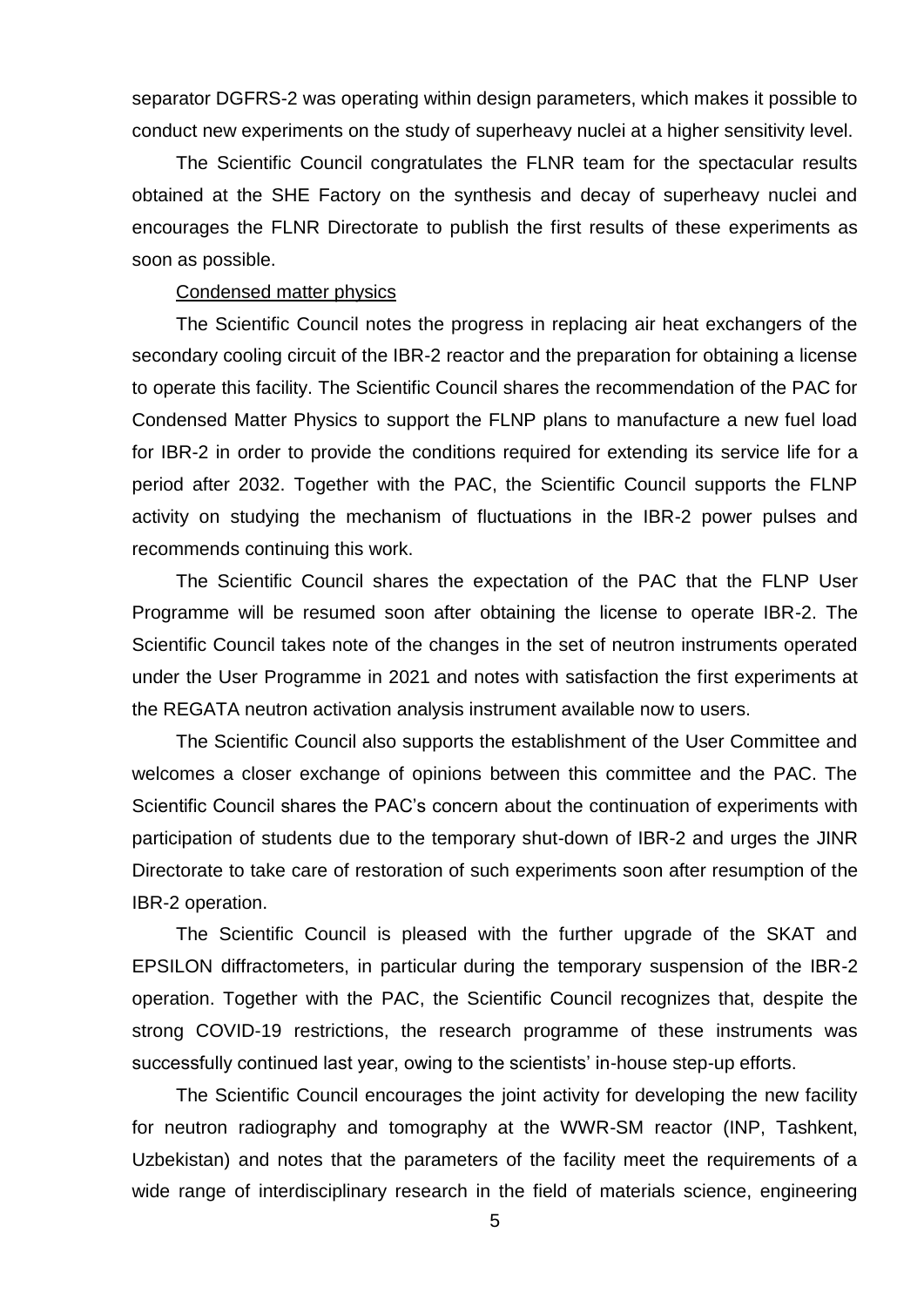separator DGFRS-2 was operating within design parameters, which makes it possible to conduct new experiments on the study of superheavy nuclei at a higher sensitivity level.

The Scientific Council congratulates the FLNR team for the spectacular results obtained at the SHE Factory on the synthesis and decay of superheavy nuclei and encourages the FLNR Directorate to publish the first results of these experiments as soon as possible.

Condensed matter physics

The Scientific Council notes the progress in replacing air heat exchangers of the secondary cooling circuit of the IBR-2 reactor and the preparation for obtaining a license to operate this facility. The Scientific Council shares the recommendation of the PAC for Condensed Matter Physics to support the FLNP plans to manufacture a new fuel load for IBR-2 in order to provide the conditions required for extending its service life for a period after 2032. Together with the PAC, the Scientific Council supports the FLNP activity on studying the mechanism of fluctuations in the IBR-2 power pulses and recommends continuing this work.

The Scientific Council shares the expectation of the PAC that the FLNP User Programme will be resumed soon after obtaining the license to operate IBR-2. The Scientific Council takes note of the changes in the set of neutron instruments operated under the User Programme in 2021 and notes with satisfaction the first experiments at the REGATA neutron activation analysis instrument available now to users.

The Scientific Council also supports the establishment of the User Committee and welcomes a closer exchange of opinions between this committee and the PAC. The Scientific Council shares the PAC's concern about the continuation of experiments with participation of students due to the temporary shut-down of IBR-2 and urges the JINR Directorate to take care of restoration of such experiments soon after resumption of the IBR-2 operation.

The Scientific Council is pleased with the further upgrade of the SKAT and EPSILON diffractometers, in particular during the temporary suspension of the IBR-2 operation. Together with the PAC, the Scientific Council recognizes that, despite the strong COVID-19 restrictions, the research programme of these instruments was successfully continued last year, owing to the scientists' in-house step-up efforts.

The Scientific Council encourages the joint activity for developing the new facility for neutron radiography and tomography at the WWR-SM reactor (INP, Tashkent, Uzbekistan) and notes that the parameters of the facility meet the requirements of a wide range of interdisciplinary research in the field of materials science, engineering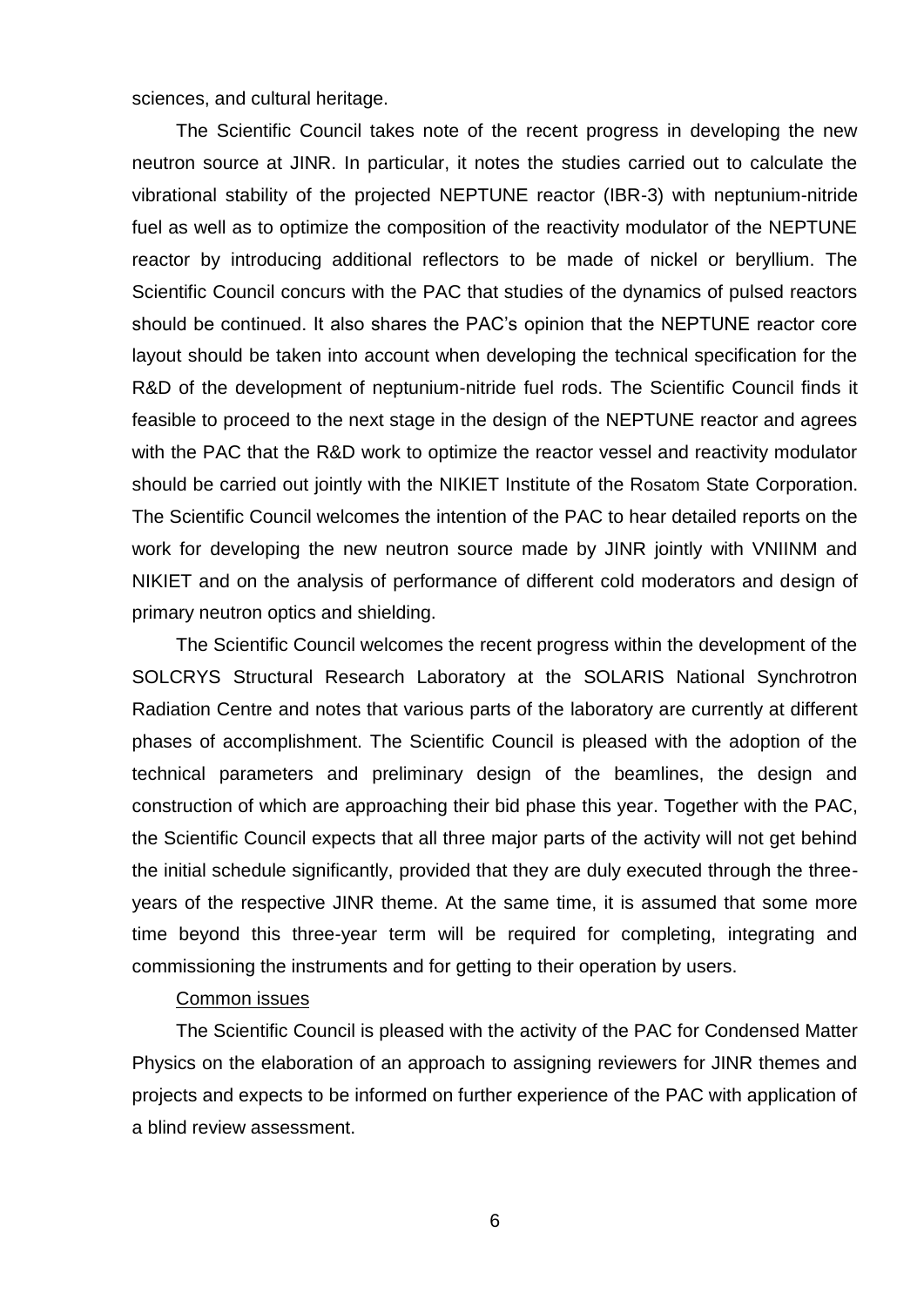sciences, and cultural heritage.

The Scientific Council takes note of the recent progress in developing the new neutron source at JINR. In particular, it notes the studies carried out to calculate the vibrational stability of the projected NEPTUNE reactor (IBR-3) with neptunium-nitride fuel as well as to optimize the composition of the reactivity modulator of the NEPTUNE reactor by introducing additional reflectors to be made of nickel or beryllium. The Scientific Council concurs with the PAC that studies of the dynamics of pulsed reactors should be continued. It also shares the PAC's opinion that the NEPTUNE reactor core layout should be taken into account when developing the technical specification for the R&D of the development of neptunium-nitride fuel rods. The Scientific Council finds it feasible to proceed to the next stage in the design of the NEPTUNE reactor and agrees with the PAC that the R&D work to optimize the reactor vessel and reactivity modulator should be carried out jointly with the NIKIET Institute of the Rosatom State Corporation. The Scientific Council welcomes the intention of the PAC to hear detailed reports on the work for developing the new neutron source made by JINR jointly with VNIINM and NIKIET and on the analysis of performance of different cold moderators and design of primary neutron optics and shielding.

The Scientific Council welcomes the recent progress within the development of the SOLCRYS Structural Research Laboratory at the SOLARIS National Synchrotron Radiation Centre and notes that various parts of the laboratory are currently at different phases of accomplishment. The Scientific Council is pleased with the adoption of the technical parameters and preliminary design of the beamlines, the design and construction of which are approaching their bid phase this year. Together with the PAC, the Scientific Council expects that all three major parts of the activity will not get behind the initial schedule significantly, provided that they are duly executed through the three-years of the respective JINR theme. At the same time, it is assumed that some more time beyond this three-year term will be required for completing, integrating and commissioning the instruments and for getting to their operation by users.

Common issues

The Scientific Council is pleased with the activity of the PAC for Condensed Matter Physics on the elaboration of an approach to assigning reviewers for JINR themes and projects and expects to be informed on further experience of the PAC with application of a blind review assessment.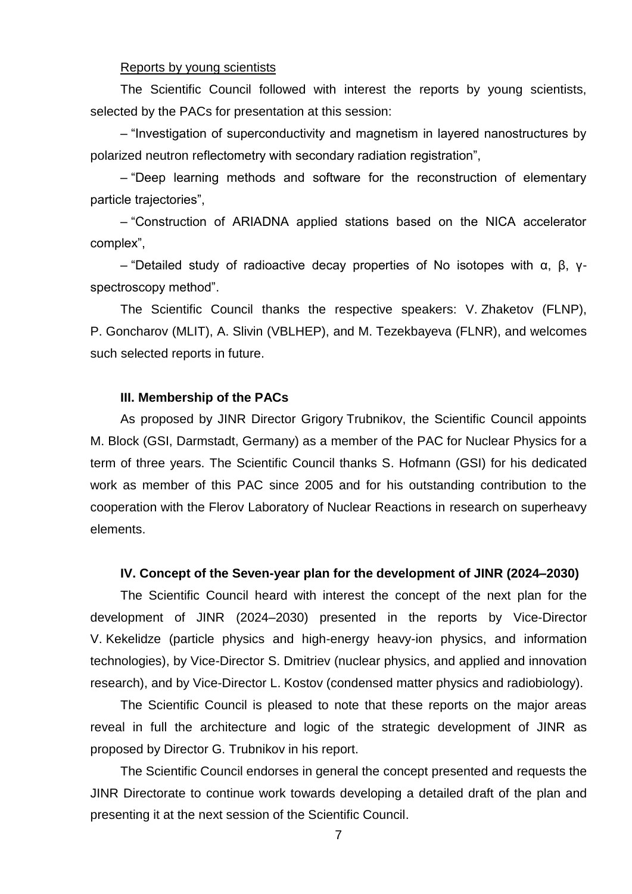Reports by young scientists

The Scientific Council followed with interest the reports by young scientists, selected by the PACs for presentation at this session:

– "Investigation of superconductivity and magnetism in layered nanostructures by polarized neutron reflectometry with secondary radiation registration",

– "Deep learning methods and software for the reconstruction of elementary particle trajectories",

– "Construction of ARIADNA applied stations based on the NICA accelerator complex",

– "Detailed study of radioactive decay properties of No isotopes with α, β, γ-spectroscopy method".

The Scientific Council thanks the respective speakers: V. Zhaketov (FLNP), P. Goncharov (MLIT), A. Slivin (VBLHEP), and M. Tezekbayeva (FLNR), and welcomes such selected reports in future.

**III. Membership of the PACs**

As proposed by JINR Director Grigory Trubnikov, the Scientific Council appoints M. Block (GSI, Darmstadt, Germany) as a member of the PAC for Nuclear Physics for a term of three years. The Scientific Council thanks S. Hofmann (GSI) for his dedicated work as member of this PAC since 2005 and for his outstanding contribution to the cooperation with the Flerov Laboratory of Nuclear Reactions in research on superheavy elements.

**IV. Concept of the Seven-year plan for the development of JINR (2024–2030)**

The Scientific Council heard with interest the concept of the next plan for the development of JINR (2024–2030) presented in the reports by Vice-Director V. Kekelidze (particle physics and high-energy heavy-ion physics, and information technologies), by Vice-Director S. Dmitriev (nuclear physics, and applied and innovation research), and by Vice-Director L. Kostov (condensed matter physics and radiobiology).

The Scientific Council is pleased to note that these reports on the major areas reveal in full the architecture and logic of the strategic development of JINR as proposed by Director G. Trubnikov in his report.

The Scientific Council endorses in general the concept presented and requests the JINR Directorate to continue work towards developing a detailed draft of the plan and presenting it at the next session of the Scientific Council.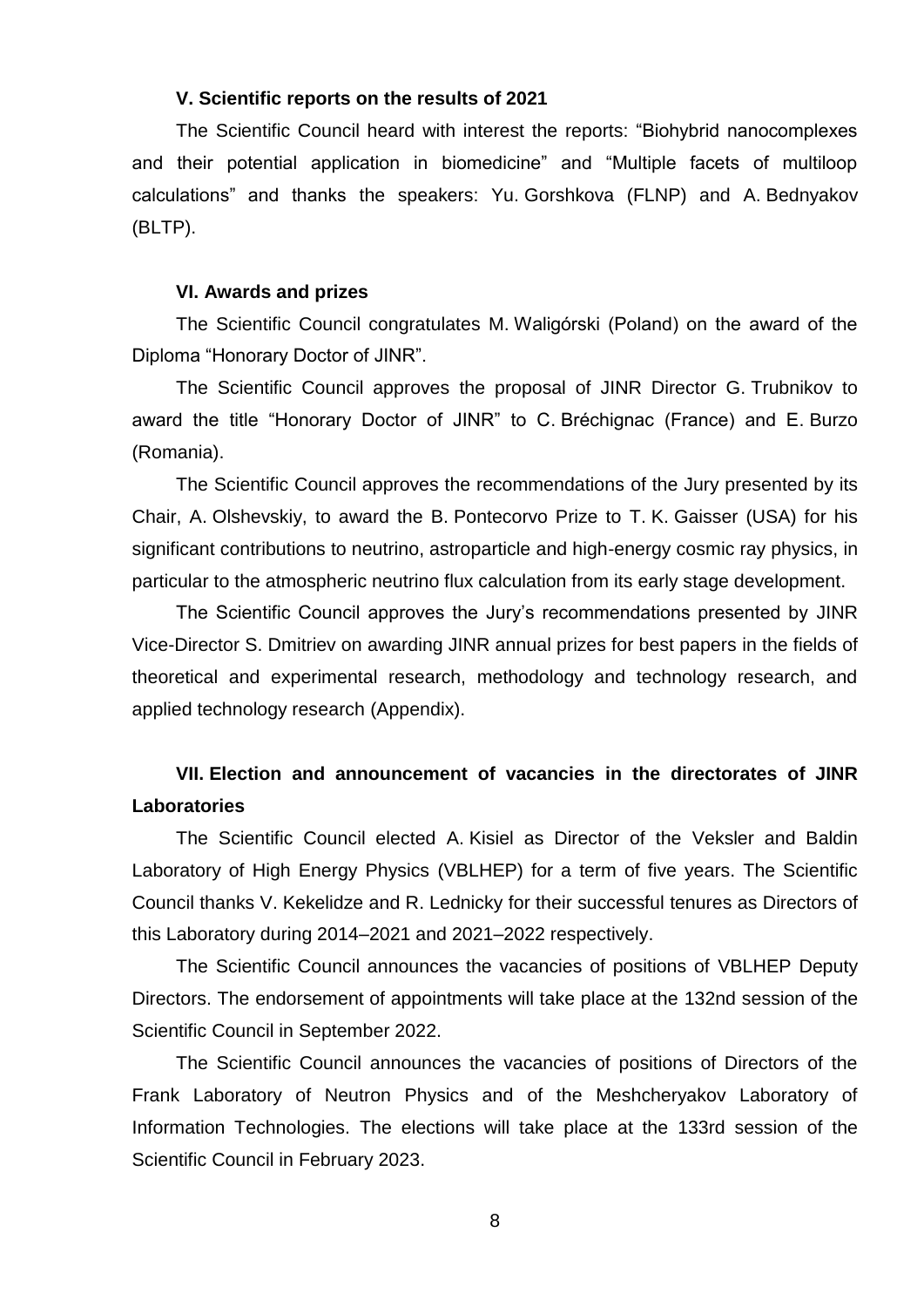### V. Scientific reports on the results of 2021

The Scientific Council heard with interest the reports: “Biohybrid nanocomplexes and their potential application in biomedicine” and “Multiple facets of multiloop calculations” and thanks the speakers: Yu. Gorshkova (FLNP) and A. Bednyakov (BLTP).

### VI. Awards and prizes

The Scientific Council congratulates M. Waligórski (Poland) on the award of the Diploma “Honorary Doctor of JINR”.

The Scientific Council approves the proposal of JINR Director G. Trubnikov to award the title “Honorary Doctor of JINR” to C. Bréchignac (France) and E. Burzo (Romania).

The Scientific Council approves the recommendations of the Jury presented by its Chair, A. Olshevskiy, to award the B. Pontecorvo Prize to T. K. Gaisser (USA) for his significant contributions to neutrino, astroparticle and high-energy cosmic ray physics, in particular to the atmospheric neutrino flux calculation from its early stage development.

The Scientific Council approves the Jury’s recommendations presented by JINR Vice-Director S. Dmitriev on awarding JINR annual prizes for best papers in the fields of theoretical and experimental research, methodology and technology research, and applied technology research (Appendix).

### VII. Election and announcement of vacancies in the directorates of JINR Laboratories

The Scientific Council elected A. Kisiel as Director of the Veksler and Baldin Laboratory of High Energy Physics (VBLHEP) for a term of five years. The Scientific Council thanks V. Kekelidze and R. Lednicky for their successful tenures as Directors of this Laboratory during 2014–2021 and 2021–2022 respectively.

The Scientific Council announces the vacancies of positions of VBLHEP Deputy Directors. The endorsement of appointments will take place at the 132nd session of the Scientific Council in September 2022.

The Scientific Council announces the vacancies of positions of Directors of the Frank Laboratory of Neutron Physics and of the Meshcheryakov Laboratory of Information Technologies. The elections will take place at the 133rd session of the Scientific Council in February 2023.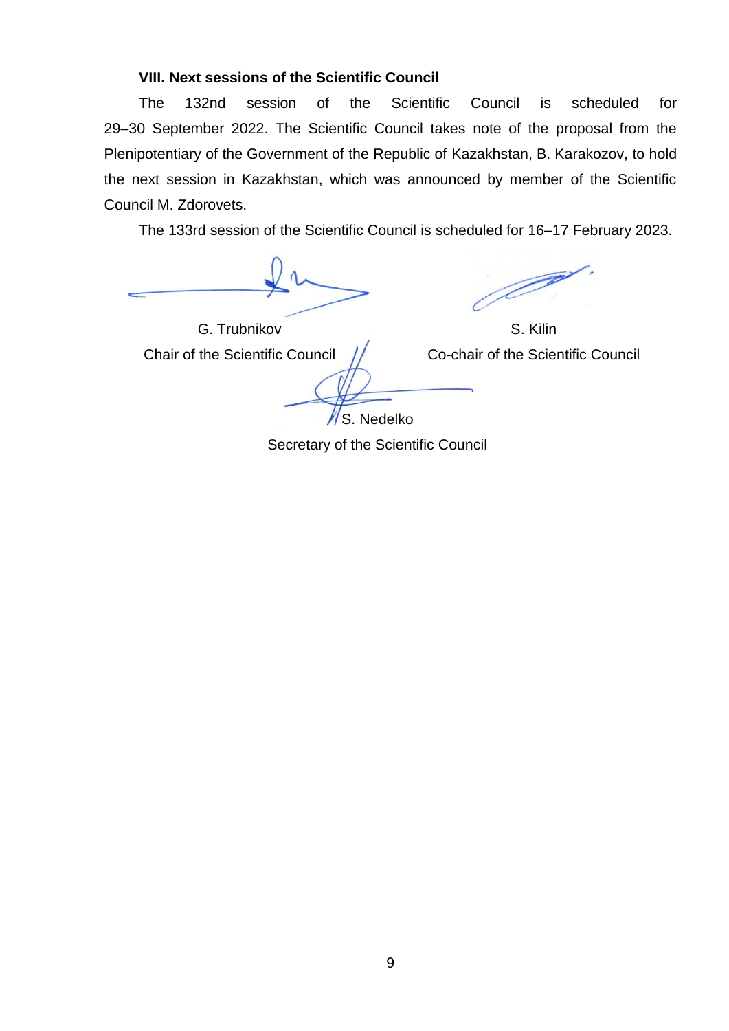### VIII. Next sessions of the Scientific Council

The 132nd session of the Scientific Council is scheduled for 29–30 September 2022. The Scientific Council takes note of the proposal from the Plenipotentiary of the Government of the Republic of Kazakhstan, B. Karakozov, to hold the next session in Kazakhstan, which was announced by member of the Scientific Council M. Zdorovets.

The 133rd session of the Scientific Council is scheduled for 16–17 February 2023.

G. Trubnikov
Chair of the Scientific Council

S. Kilin
Co-chair of the Scientific Council

S. Nedelko
Secretary of the Scientific Council